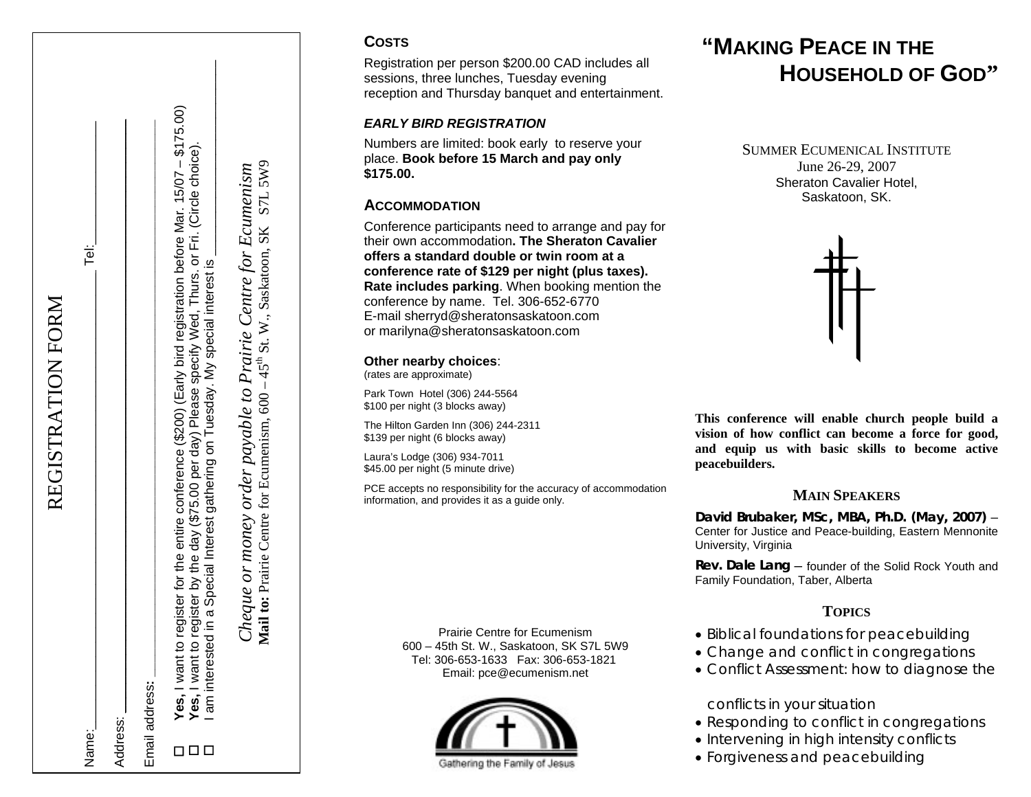# REGISTRATION FORM

Name: _______________ Tel: _______________

Address: _______________

Email address: _______________

☐ **Yes,** I want to register for the entire conference ($200) (Early bird registration before Mar. 15/07 – $175.00)
☐ **Yes,** I want to register by the day ($75.00 per day) Please specify Wed, Thurs. or Fri. (Circle choice).
☐ I am interested in a Special Interest gathering on Tuesday. My special interest is _______________

*Cheque or money order payable to Prairie Centre for Ecumenism*
**Mail to:** Prairie Centre for Ecumenism, 600 – 45th St. W., Saskatoon, SK S7L 5W9

## COSTS

Registration per person $200.00 CAD includes all sessions, three lunches, Tuesday evening reception and Thursday banquet and entertainment.

### *EARLY BIRD REGISTRATION*

Numbers are limited: book early to reserve your place. **Book before 15 March and pay only $175.00.**

## ACCOMMODATION

Conference participants need to arrange and pay for their own accommodation**. The Sheraton Cavalier offers a standard double or twin room at a conference rate of $129 per night (plus taxes). Rate includes parking**. When booking mention the conference by name. Tel. 306-652-6770
E-mail sherryd@sheratonsaskatoon.com
or marilyna@sheratonsaskatoon.com

**Other nearby choices**:
(rates are approximate)

Park Town Hotel (306) 244-5564
$100 per night (3 blocks away)

The Hilton Garden Inn (306) 244-2311
$139 per night (6 blocks away)

Laura's Lodge (306) 934-7011
$45.00 per night (5 minute drive)

PCE accepts no responsibility for the accuracy of accommodation information, and provides it as a guide only.

Prairie Centre for Ecumenism
600 – 45th St. W., Saskatoon, SK S7L 5W9
Tel: 306-653-1633 Fax: 306-653-1821
Email: pce@ecumenism.net

Gathering the Family of Jesus

# "MAKING PEACE IN THE HOUSEHOLD OF GOD"

SUMMER ECUMENICAL INSTITUTE
June 26-29, 2007
Sheraton Cavalier Hotel,
Saskatoon, SK.

**This conference will enable church people build a vision of how conflict can become a force for good, and equip us with basic skills to become active peacebuilders.**

## MAIN SPEAKERS

**David Brubaker, MSc, MBA, Ph.D. (May, 2007)** – Center for Justice and Peace-building, Eastern Mennonite University, Virginia

**Rev. Dale Lang** – founder of the Solid Rock Youth and Family Foundation, Taber, Alberta

## TOPICS

- Biblical foundations for peacebuilding
- Change and conflict in congregations
- Conflict Assessment: how to diagnose the conflicts in your situation
- Responding to conflict in congregations
- Intervening in high intensity conflicts
- Forgiveness and peacebuilding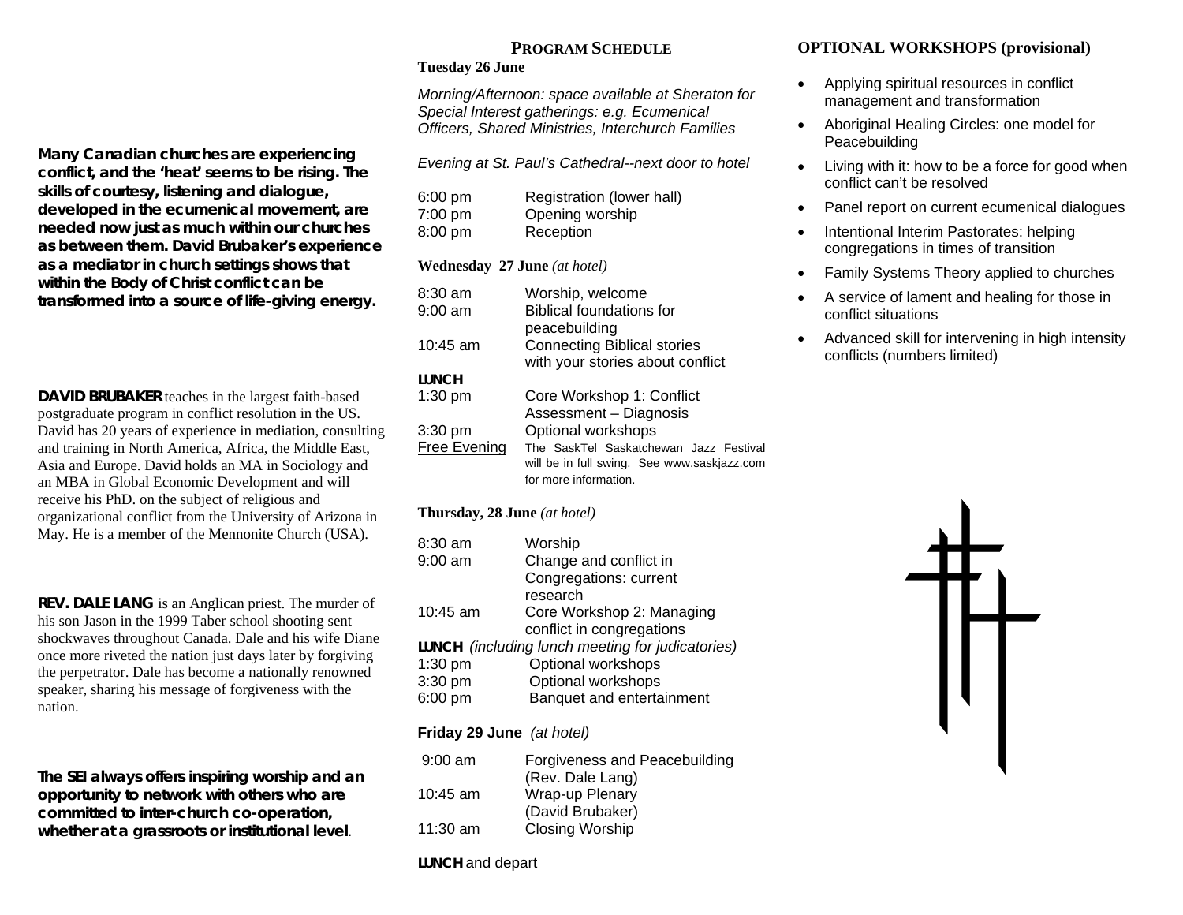**Many Canadian churches are experiencing conflict, and the 'heat' seems to be rising. The skills of courtesy, listening and dialogue, developed in the ecumenical movement, are needed now just as much within our churches as between them. David Brubaker's experience as a mediator in church settings shows that within the Body of Christ conflict can be transformed into a source of life-giving energy.**

**DAVID BRUBAKER** teaches in the largest faith-based postgraduate program in conflict resolution in the US. David has 20 years of experience in mediation, consulting and training in North America, Africa, the Middle East, Asia and Europe. David holds an MA in Sociology and an MBA in Global Economic Development and will receive his PhD. on the subject of religious and organizational conflict from the University of Arizona in May. He is a member of the Mennonite Church (USA).

**REV. DALE LANG** is an Anglican priest. The murder of his son Jason in the 1999 Taber school shooting sent shockwaves throughout Canada. Dale and his wife Diane once more riveted the nation just days later by forgiving the perpetrator. Dale has become a nationally renowned speaker, sharing his message of forgiveness with the nation.

**The SEI always offers inspiring worship and an opportunity to network with others who are committed to inter-church co-operation, whether at a grassroots or institutional level**.

## PROGRAM SCHEDULE

**Tuesday 26 June**

*Morning/Afternoon: space available at Sheraton for Special Interest gatherings: e.g. Ecumenical Officers, Shared Ministries, Interchurch Families*

*Evening at St. Paul's Cathedral--next door to hotel*

| | |
|---|---|
| 6:00 pm | Registration (lower hall) |
| 7:00 pm | Opening worship |
| 8:00 pm | Reception |

**Wednesday 27 June** *(at hotel)*

| | |
|---|---|
| 8:30 am | Worship, welcome |
| 9:00 am | Biblical foundations for peacebuilding |
| 10:45 am | Connecting Biblical stories with your stories about conflict |
| **LUNCH** | |
| 1:30 pm | Core Workshop 1: Conflict Assessment – Diagnosis |
| 3:30 pm | Optional workshops |
| Free Evening | The SaskTel Saskatchewan Jazz Festival will be in full swing. See www.saskjazz.com for more information. |

**Thursday, 28 June** *(at hotel)*

| | |
|---|---|
| 8:30 am | Worship |
| 9:00 am | Change and conflict in Congregations: current research |
| 10:45 am | Core Workshop 2: Managing conflict in congregations |
| **LUNCH** *(including lunch meeting for judicatories)* | |
| 1:30 pm | Optional workshops |
| 3:30 pm | Optional workshops |
| 6:00 pm | Banquet and entertainment |

**Friday 29 June** *(at hotel)*

| | |
|---|---|
| 9:00 am | Forgiveness and Peacebuilding (Rev. Dale Lang) |
| 10:45 am | Wrap-up Plenary (David Brubaker) |
| 11:30 am | Closing Worship |

**LUNCH** and depart

## OPTIONAL WORKSHOPS (provisional)

- Applying spiritual resources in conflict management and transformation
- Aboriginal Healing Circles: one model for Peacebuilding
- Living with it: how to be a force for good when conflict can't be resolved
- Panel report on current ecumenical dialogues
- Intentional Interim Pastorates: helping congregations in times of transition
- Family Systems Theory applied to churches
- A service of lament and healing for those in conflict situations
- Advanced skill for intervening in high intensity conflicts (numbers limited)